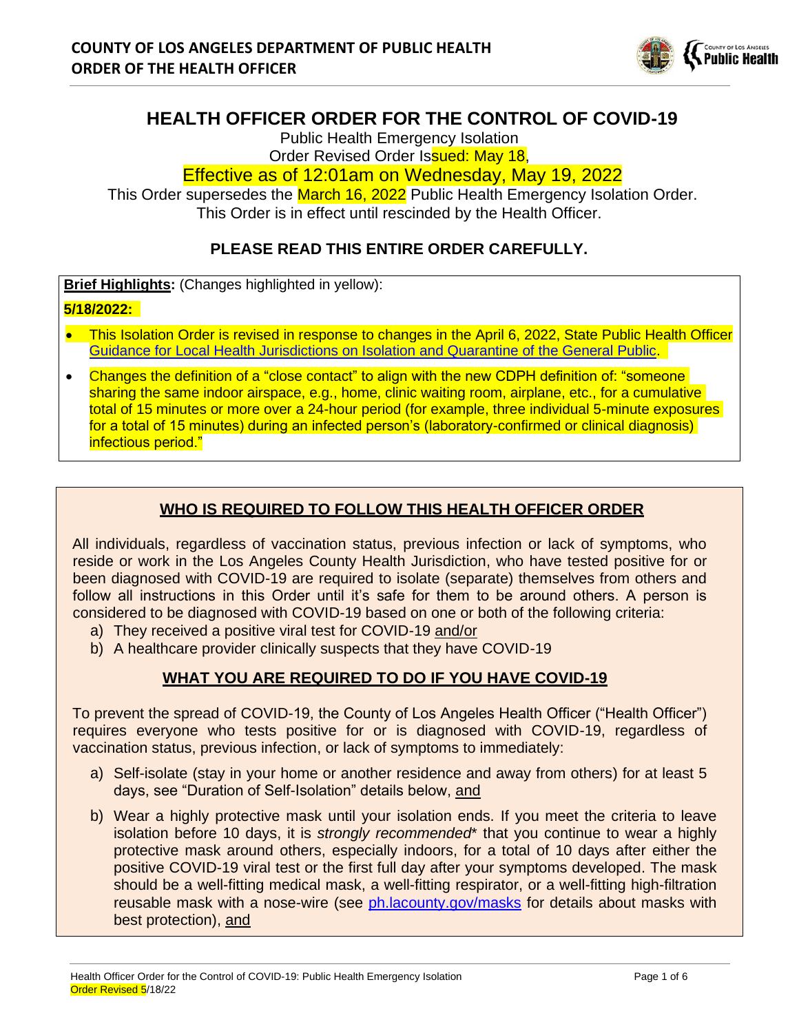**COUNTY OF LOS ANGELES DEPARTMENT OF PUBLIC HEALTH**
**ORDER OF THE HEALTH OFFICER**

# HEALTH OFFICER ORDER FOR THE CONTROL OF COVID-19

Public Health Emergency Isolation
Order Revised Order Issued: May 18,
Effective as of 12:01am on Wednesday, May 19, 2022
This Order supersedes the March 16, 2022 Public Health Emergency Isolation Order.
This Order is in effect until rescinded by the Health Officer.

**PLEASE READ THIS ENTIRE ORDER CAREFULLY.**

**Brief Highlights:** (Changes highlighted in yellow):

**5/18/2022:**

- This Isolation Order is revised in response to changes in the April 6, 2022, State Public Health Officer Guidance for Local Health Jurisdictions on Isolation and Quarantine of the General Public.
- Changes the definition of a "close contact" to align with the new CDPH definition of: "someone sharing the same indoor airspace, e.g., home, clinic waiting room, airplane, etc., for a cumulative total of 15 minutes or more over a 24-hour period (for example, three individual 5-minute exposures for a total of 15 minutes) during an infected person's (laboratory-confirmed or clinical diagnosis) infectious period."

## WHO IS REQUIRED TO FOLLOW THIS HEALTH OFFICER ORDER

All individuals, regardless of vaccination status, previous infection or lack of symptoms, who reside or work in the Los Angeles County Health Jurisdiction, who have tested positive for or been diagnosed with COVID-19 are required to isolate (separate) themselves from others and follow all instructions in this Order until it's safe for them to be around others. A person is considered to be diagnosed with COVID-19 based on one or both of the following criteria:

a) They received a positive viral test for COVID-19 and/or
b) A healthcare provider clinically suspects that they have COVID-19

## WHAT YOU ARE REQUIRED TO DO IF YOU HAVE COVID-19

To prevent the spread of COVID-19, the County of Los Angeles Health Officer ("Health Officer") requires everyone who tests positive for or is diagnosed with COVID-19, regardless of vaccination status, previous infection, or lack of symptoms to immediately:

a) Self-isolate (stay in your home or another residence and away from others) for at least 5 days, see "Duration of Self-Isolation" details below, and

b) Wear a highly protective mask until your isolation ends. If you meet the criteria to leave isolation before 10 days, it is *strongly recommended** that you continue to wear a highly protective mask around others, especially indoors, for a total of 10 days after either the positive COVID-19 viral test or the first full day after your symptoms developed. The mask should be a well-fitting medical mask, a well-fitting respirator, or a well-fitting high-filtration reusable mask with a nose-wire (see ph.lacounty.gov/masks for details about masks with best protection), and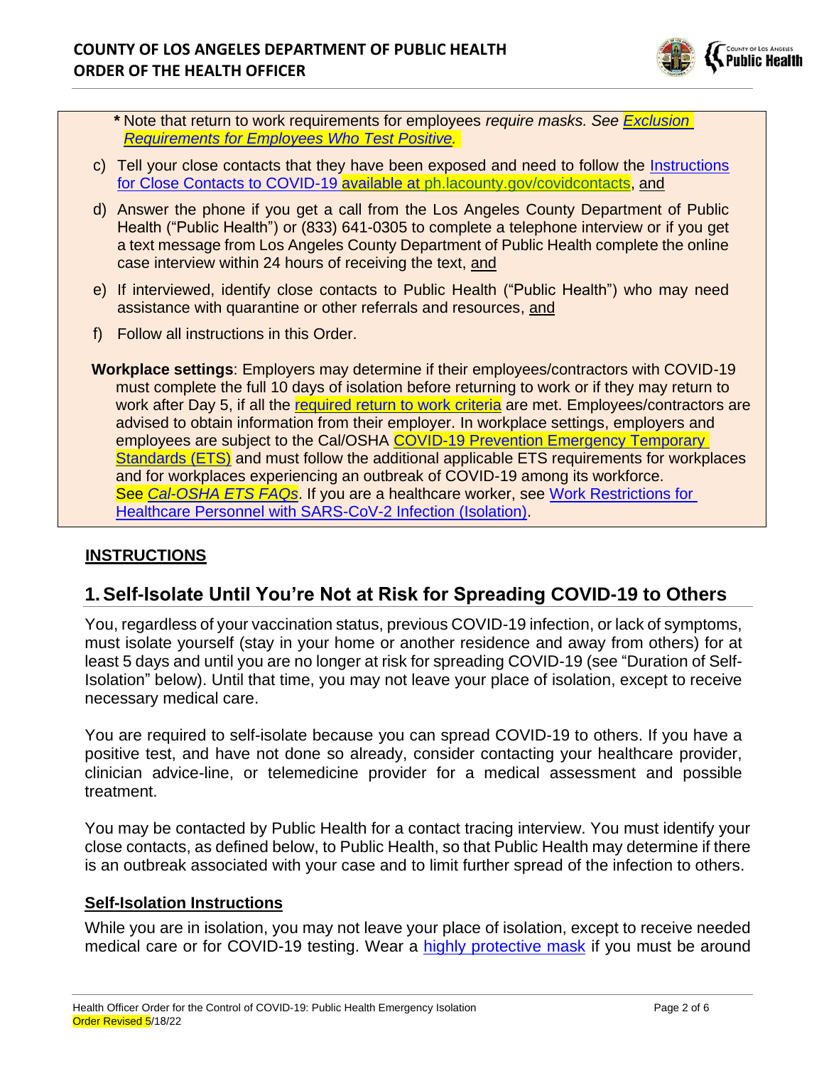***** Note that return to work requirements for employees *require masks. See Exclusion Requirements for Employees Who Test Positive.*

c) Tell your close contacts that they have been exposed and need to follow the Instructions for Close Contacts to COVID-19 available at ph.lacounty.gov/covidcontacts, and

d) Answer the phone if you get a call from the Los Angeles County Department of Public Health ("Public Health") or (833) 641-0305 to complete a telephone interview or if you get a text message from Los Angeles County Department of Public Health complete the online case interview within 24 hours of receiving the text, and

e) If interviewed, identify close contacts to Public Health ("Public Health") who may need assistance with quarantine or other referrals and resources, and

f) Follow all instructions in this Order.

**Workplace settings**: Employers may determine if their employees/contractors with COVID-19 must complete the full 10 days of isolation before returning to work or if they may return to work after Day 5, if all the required return to work criteria are met. Employees/contractors are advised to obtain information from their employer. In workplace settings, employers and employees are subject to the Cal/OSHA COVID-19 Prevention Emergency Temporary Standards (ETS) and must follow the additional applicable ETS requirements for workplaces and for workplaces experiencing an outbreak of COVID-19 among its workforce. See *Cal-OSHA ETS FAQs*. If you are a healthcare worker, see Work Restrictions for Healthcare Personnel with SARS-CoV-2 Infection (Isolation).

## INSTRUCTIONS

## 1. Self-Isolate Until You're Not at Risk for Spreading COVID-19 to Others

You, regardless of your vaccination status, previous COVID-19 infection, or lack of symptoms, must isolate yourself (stay in your home or another residence and away from others) for at least 5 days and until you are no longer at risk for spreading COVID-19 (see "Duration of Self-Isolation" below). Until that time, you may not leave your place of isolation, except to receive necessary medical care.

You are required to self-isolate because you can spread COVID-19 to others. If you have a positive test, and have not done so already, consider contacting your healthcare provider, clinician advice-line, or telemedicine provider for a medical assessment and possible treatment.

You may be contacted by Public Health for a contact tracing interview. You must identify your close contacts, as defined below, to Public Health, so that Public Health may determine if there is an outbreak associated with your case and to limit further spread of the infection to others.

### Self-Isolation Instructions

While you are in isolation, you may not leave your place of isolation, except to receive needed medical care or for COVID-19 testing. Wear a highly protective mask if you must be around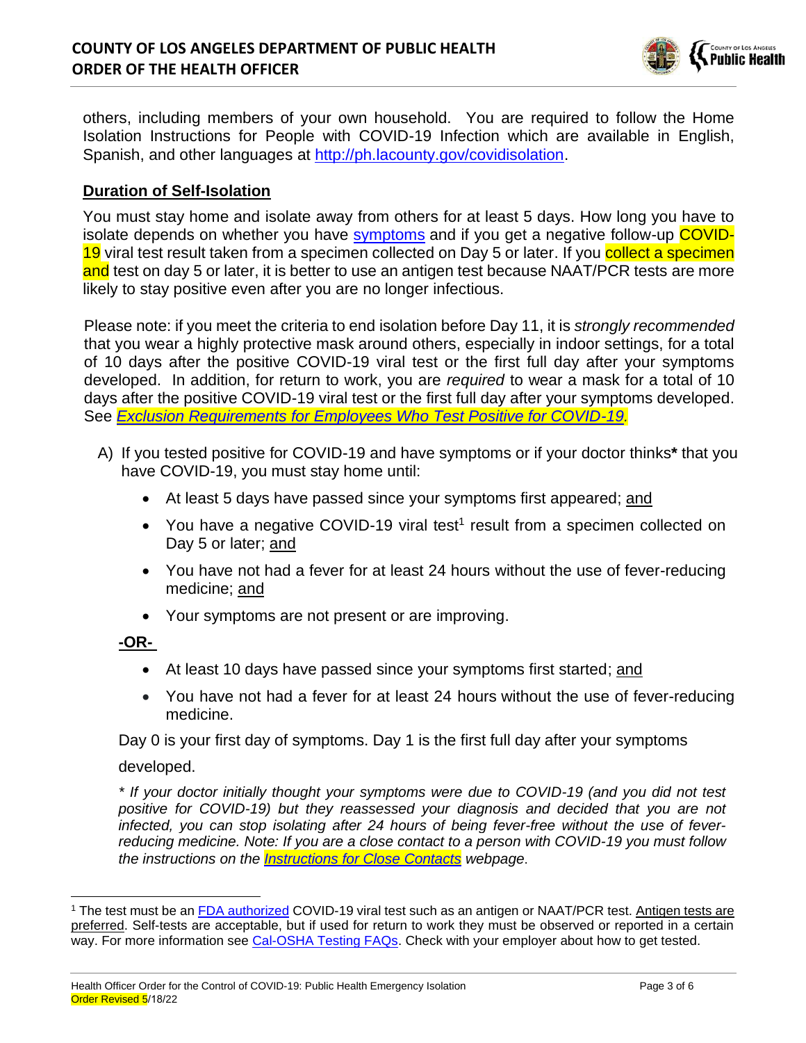others, including members of your own household. You are required to follow the Home Isolation Instructions for People with COVID-19 Infection which are available in English, Spanish, and other languages at http://ph.lacounty.gov/covidisolation.

## Duration of Self-Isolation

You must stay home and isolate away from others for at least 5 days. How long you have to isolate depends on whether you have symptoms and if you get a negative follow-up COVID-19 viral test result taken from a specimen collected on Day 5 or later. If you collect a specimen and test on day 5 or later, it is better to use an antigen test because NAAT/PCR tests are more likely to stay positive even after you are no longer infectious.

Please note: if you meet the criteria to end isolation before Day 11, it is *strongly recommended* that you wear a highly protective mask around others, especially in indoor settings, for a total of 10 days after the positive COVID-19 viral test or the first full day after your symptoms developed. In addition, for return to work, you are *required* to wear a mask for a total of 10 days after the positive COVID-19 viral test or the first full day after your symptoms developed. See *Exclusion Requirements for Employees Who Test Positive for COVID-19*.

A) If you tested positive for COVID-19 and have symptoms or if your doctor thinks**\*** that you have COVID-19, you must stay home until:

- At least 5 days have passed since your symptoms first appeared; and
- You have a negative COVID-19 viral test[1] result from a specimen collected on Day 5 or later; and
- You have not had a fever for at least 24 hours without the use of fever-reducing medicine; and
- Your symptoms are not present or are improving.

**-OR-**

- At least 10 days have passed since your symptoms first started; and
- You have not had a fever for at least 24 hours without the use of fever-reducing medicine.

Day 0 is your first day of symptoms. Day 1 is the first full day after your symptoms developed.

*\* If your doctor initially thought your symptoms were due to COVID-19 (and you did not test positive for COVID-19) but they reassessed your diagnosis and decided that you are not infected, you can stop isolating after 24 hours of being fever-free without the use of fever-reducing medicine. Note: If you are a close contact to a person with COVID-19 you must follow the Instructions for Close Contacts webpage.*

---

[1] The test must be an FDA authorized COVID-19 viral test such as an antigen or NAAT/PCR test. Antigen tests are preferred. Self-tests are acceptable, but if used for return to work they must be observed or reported in a certain way. For more information see Cal-OSHA Testing FAQs. Check with your employer about how to get tested.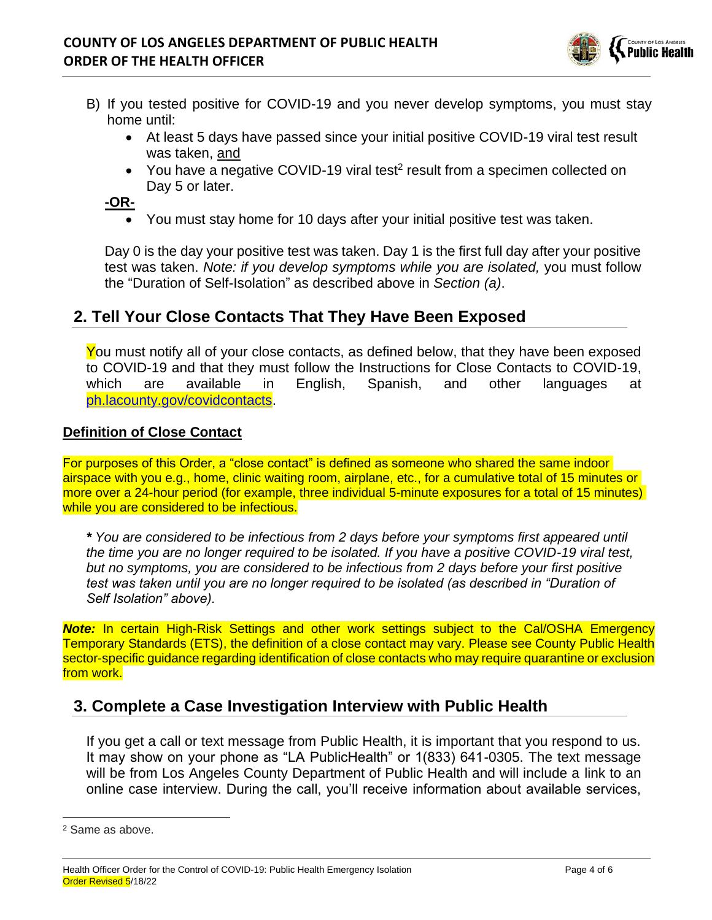B) If you tested positive for COVID-19 and you never develop symptoms, you must stay home until:

- At least 5 days have passed since your initial positive COVID-19 viral test result was taken, and
- You have a negative COVID-19 viral test[2] result from a specimen collected on Day 5 or later.

**-OR-**

- You must stay home for 10 days after your initial positive test was taken.

Day 0 is the day your positive test was taken. Day 1 is the first full day after your positive test was taken. *Note: if you develop symptoms while you are isolated,* you must follow the "Duration of Self-Isolation" as described above in *Section (a)*.

## 2. Tell Your Close Contacts That They Have Been Exposed

You must notify all of your close contacts, as defined below, that they have been exposed to COVID-19 and that they must follow the Instructions for Close Contacts to COVID-19, which are available in English, Spanish, and other languages at ph.lacounty.gov/covidcontacts.

### Definition of Close Contact

For purposes of this Order, a "close contact" is defined as someone who shared the same indoor airspace with you e.g., home, clinic waiting room, airplane, etc., for a cumulative total of 15 minutes or more over a 24-hour period (for example, three individual 5-minute exposures for a total of 15 minutes) while you are considered to be infectious.

*** *You are considered to be infectious from 2 days before your symptoms first appeared until the time you are no longer required to be isolated. If you have a positive COVID-19 viral test, but no symptoms, you are considered to be infectious from 2 days before your first positive test was taken until you are no longer required to be isolated (as described in "Duration of Self Isolation" above).*

***Note:*** In certain High-Risk Settings and other work settings subject to the Cal/OSHA Emergency Temporary Standards (ETS), the definition of a close contact may vary. Please see County Public Health sector-specific guidance regarding identification of close contacts who may require quarantine or exclusion from work.

## 3. Complete a Case Investigation Interview with Public Health

If you get a call or text message from Public Health, it is important that you respond to us. It may show on your phone as "LA PublicHealth" or 1(833) 641-0305. The text message will be from Los Angeles County Department of Public Health and will include a link to an online case interview. During the call, you'll receive information about available services,

[2] Same as above.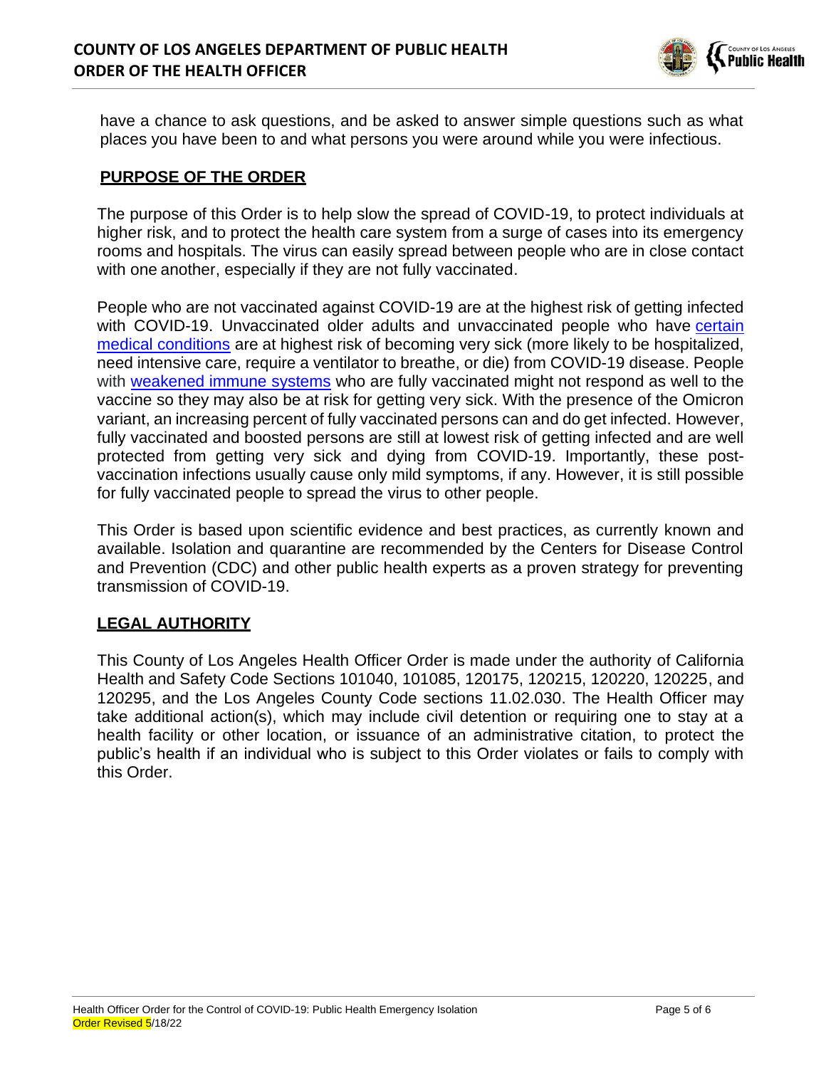have a chance to ask questions, and be asked to answer simple questions such as what places you have been to and what persons you were around while you were infectious.

## PURPOSE OF THE ORDER

The purpose of this Order is to help slow the spread of COVID-19, to protect individuals at higher risk, and to protect the health care system from a surge of cases into its emergency rooms and hospitals. The virus can easily spread between people who are in close contact with one another, especially if they are not fully vaccinated.

People who are not vaccinated against COVID-19 are at the highest risk of getting infected with COVID-19. Unvaccinated older adults and unvaccinated people who have certain medical conditions are at highest risk of becoming very sick (more likely to be hospitalized, need intensive care, require a ventilator to breathe, or die) from COVID-19 disease. People with weakened immune systems who are fully vaccinated might not respond as well to the vaccine so they may also be at risk for getting very sick. With the presence of the Omicron variant, an increasing percent of fully vaccinated persons can and do get infected. However, fully vaccinated and boosted persons are still at lowest risk of getting infected and are well protected from getting very sick and dying from COVID-19. Importantly, these post-vaccination infections usually cause only mild symptoms, if any. However, it is still possible for fully vaccinated people to spread the virus to other people.

This Order is based upon scientific evidence and best practices, as currently known and available. Isolation and quarantine are recommended by the Centers for Disease Control and Prevention (CDC) and other public health experts as a proven strategy for preventing transmission of COVID-19.

## LEGAL AUTHORITY

This County of Los Angeles Health Officer Order is made under the authority of California Health and Safety Code Sections 101040, 101085, 120175, 120215, 120220, 120225, and 120295, and the Los Angeles County Code sections 11.02.030. The Health Officer may take additional action(s), which may include civil detention or requiring one to stay at a health facility or other location, or issuance of an administrative citation, to protect the public's health if an individual who is subject to this Order violates or fails to comply with this Order.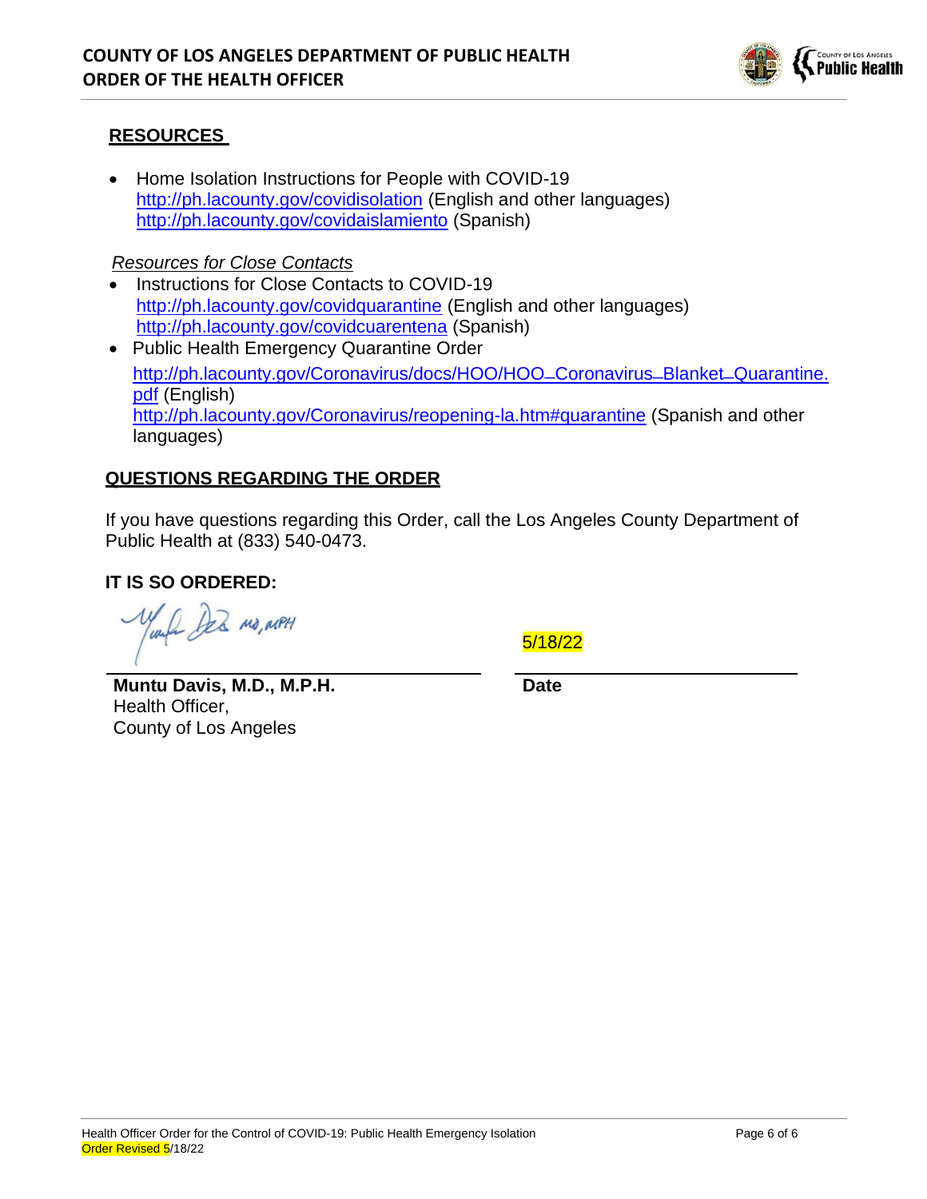## RESOURCES

- Home Isolation Instructions for People with COVID-19
  http://ph.lacounty.gov/covidisolation (English and other languages)
  http://ph.lacounty.gov/covidaislamiento (Spanish)

*Resources for Close Contacts*

- Instructions for Close Contacts to COVID-19
  http://ph.lacounty.gov/covidquarantine (English and other languages)
  http://ph.lacounty.gov/covidcuarentena (Spanish)
- Public Health Emergency Quarantine Order
  http://ph.lacounty.gov/Coronavirus/docs/HOO/HOO_Coronavirus_Blanket_Quarantine.pdf (English)
  http://ph.lacounty.gov/Coronavirus/reopening-la.htm#quarantine (Spanish and other languages)

## QUESTIONS REGARDING THE ORDER

If you have questions regarding this Order, call the Los Angeles County Department of Public Health at (833) 540-0473.

**IT IS SO ORDERED:**

**Muntu Davis, M.D., M.P.H.**
Health Officer,
County of Los Angeles

5/18/22

**Date**